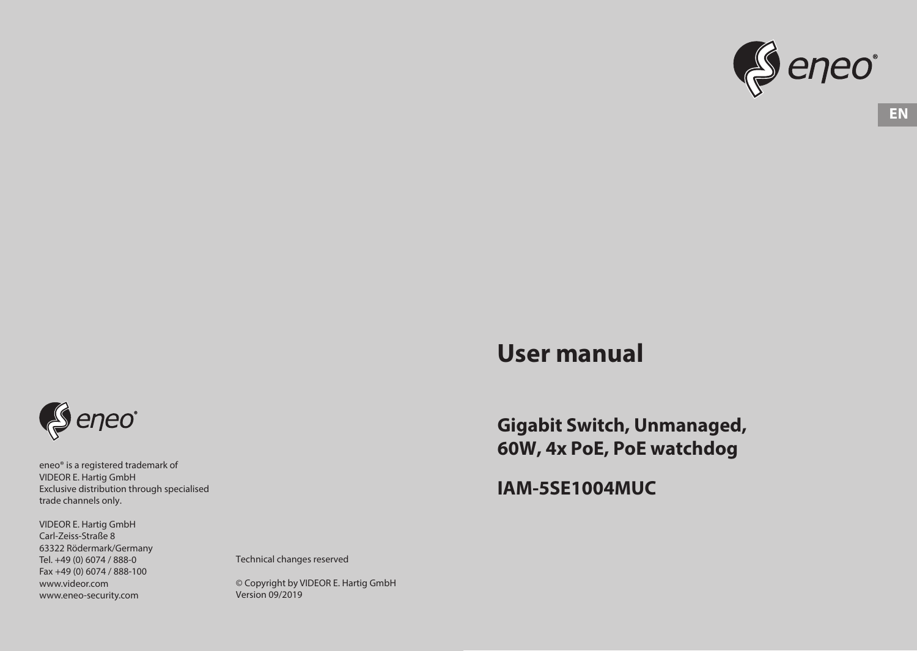eneo®

EN

# User manual

## Gigabit Switch, Unmanaged, 60W, 4x PoE, PoE watchdog

## IAM-5SE1004MUC

eneo

eneo® is a registered trademark of
VIDEOR E. Hartig GmbH
Exclusive distribution through specialised
trade channels only.

VIDEOR E. Hartig GmbH
Carl-Zeiss-Straße 8
63322 Rödermark/Germany
Tel. +49 (0) 6074 / 888-0
Fax +49 (0) 6074 / 888-100
www.videor.com
www.eneo-security.com

Technical changes reserved

© Copyright by VIDEOR E. Hartig GmbH
Version 09/2019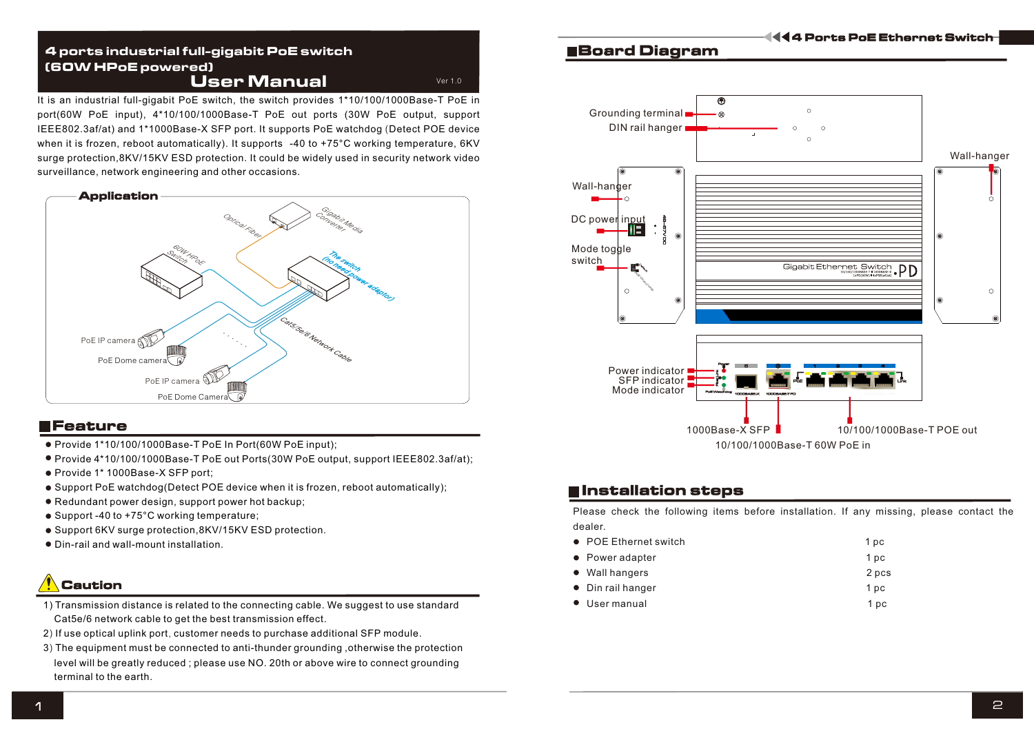# 4 ports industrial full-gigabit PoE switch (60W HPoE powered)

# User Manual

Ver 1.0

It is an industrial full-gigabit PoE switch, the switch provides 1*10/100/1000Base-T PoE in port(60W PoE input), 4*10/100/1000Base-T PoE out ports (30W PoE output, support IEEE802.3af/at) and 1*1000Base-X SFP port. It supports PoE watchdog (Detect POE device when it is frozen, reboot automatically). It supports -40 to +75°C working temperature, 6KV surge protection,8KV/15KV ESD protection. It could be widely used in security network video surveillance, network engineering and other occasions.

## Application

Optical Fiber

Gigabit Media Converter

60W HPoE Switch

The switch (no need power adaptor)

Cat5/5e/6 Network Cable

PoE IP camera

PoE Dome camera

PoE IP camera

PoE Dome Camera

## Feature

- Provide 1*10/100/1000Base-T PoE In Port(60W PoE input);
- Provide 4*10/100/1000Base-T PoE out Ports(30W PoE output, support IEEE802.3af/at);
- Provide 1* 1000Base-X SFP port;
- Support PoE watchdog(Detect POE device when it is frozen, reboot automatically);
- Redundant power design, support power hot backup;
- Support -40 to +75°C working temperature;
- Support 6KV surge protection,8KV/15KV ESD protection.
- Din-rail and wall-mount installation.

## Caution

1) Transmission distance is related to the connecting cable. We suggest to use standard Cat5e/6 network cable to get the best transmission effect.
2) If use optical uplink port, customer needs to purchase additional SFP module.
3) The equipment must be connected to anti-thunder grounding ,otherwise the protection level will be greatly reduced ; please use NO. 20th or above wire to connect grounding terminal to the earth.

## Board Diagram

Grounding terminal

DIN rail hanger

Wall-hanger

Wall-hanger

DC power input

Mode toggle switch

Gigabit Ethernet Switch

PD

Power indicator

SFP indicator

Mode indicator

1000Base-X SFP

10/100/1000Base-T POE out

10/100/1000Base-T 60W PoE in

## Installation steps

Please check the following items before installation. If any missing, please contact the dealer.

| | |
|---|---|
| POE Ethernet switch | 1 pc |
| Power adapter | 1 pc |
| Wall hangers | 2 pcs |
| Din rail hanger | 1 pc |
| User manual | 1 pc |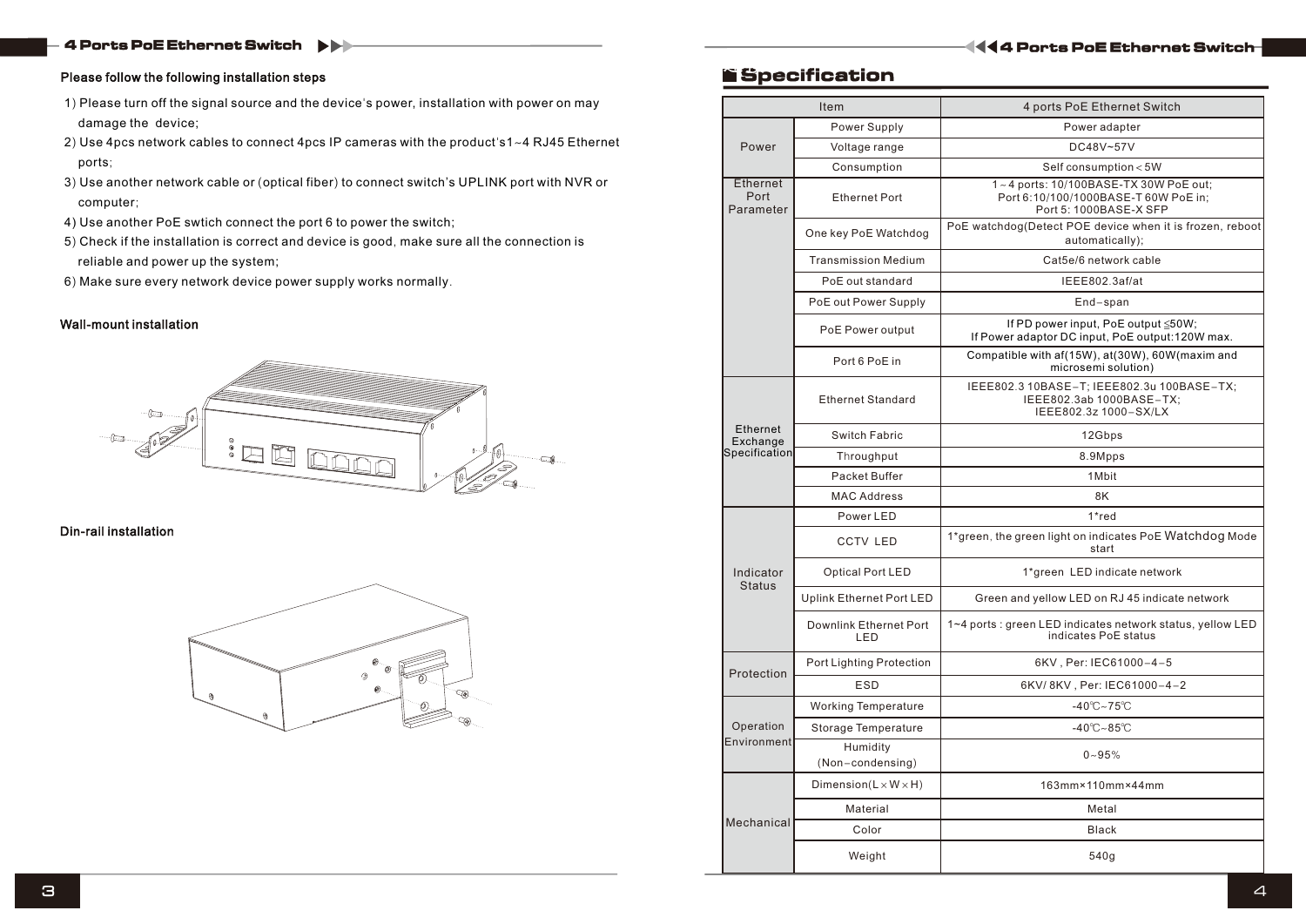Please follow the following installation steps

1) Please turn off the signal source and the device's power, installation with power on may damage the device;
2) Use 4pcs network cables to connect 4pcs IP cameras with the product's1~4 RJ45 Ethernet ports;
3) Use another network cable or (optical fiber) to connect switch's UPLINK port with NVR or computer;
4) Use another PoE swtich connect the port 6 to power the switch;
5) Check if the installation is correct and device is good, make sure all the connection is reliable and power up the system;
6) Make sure every network device power supply works normally.

**Wall-mount installation**

**Din-rail installation**

# Specification

| Item | | 4 ports PoE Ethernet Switch |
|---|---|---|
| Power | Power Supply | Power adapter |
| | Voltage range | DC48V~57V |
| | Consumption | Self consumption < 5W |
| Ethernet Port Parameter | Ethernet Port | 1~4 ports: 10/100BASE-TX 30W PoE out; Port 6:10/100/1000BASE-T 60W PoE in; Port 5: 1000BASE-X SFP |
| | One key PoE Watchdog | PoE watchdog(Detect POE device when it is frozen, reboot automatically); |
| | Transmission Medium | Cat5e/6 network cable |
| | PoE out standard | IEEE802.3af/at |
| | PoE out Power Supply | End-span |
| | PoE Power output | If PD power input, PoE output ≤50W; If Power adaptor DC input, PoE output:120W max. |
| | Port 6 PoE in | Compatible with af(15W), at(30W), 60W(maxim and microsemi solution) |
| Ethernet Exchange Specification | Ethernet Standard | IEEE802.3 10BASE-T; IEEE802.3u 100BASE-TX; IEEE802.3ab 1000BASE-TX; IEEE802.3z 1000-SX/LX |
| | Switch Fabric | 12Gbps |
| | Throughput | 8.9Mpps |
| | Packet Buffer | 1Mbit |
| | MAC Address | 8K |
| Indicator Status | Power LED | 1*red |
| | CCTV LED | 1*green, the green light on indicates PoE Watchdog Mode start |
| | Optical Port LED | 1*green LED indicate network |
| | Uplink Ethernet Port LED | Green and yellow LED on RJ 45 indicate network |
| | Downlink Ethernet Port LED | 1~4 ports : green LED indicates network status, yellow LED indicates PoE status |
| Protection | Port Lighting Protection | 6KV , Per: IEC61000-4-5 |
| | ESD | 6KV/ 8KV , Per: IEC61000-4-2 |
| Operation Environment | Working Temperature | -40℃~75℃ |
| | Storage Temperature | -40℃~85℃ |
| | Humidity (Non-condensing) | 0~95% |
| Mechanical | Dimension(L×W×H) | 163mm×110mm×44mm |
| | Material | Metal |
| | Color | Black |
| | Weight | 540g |